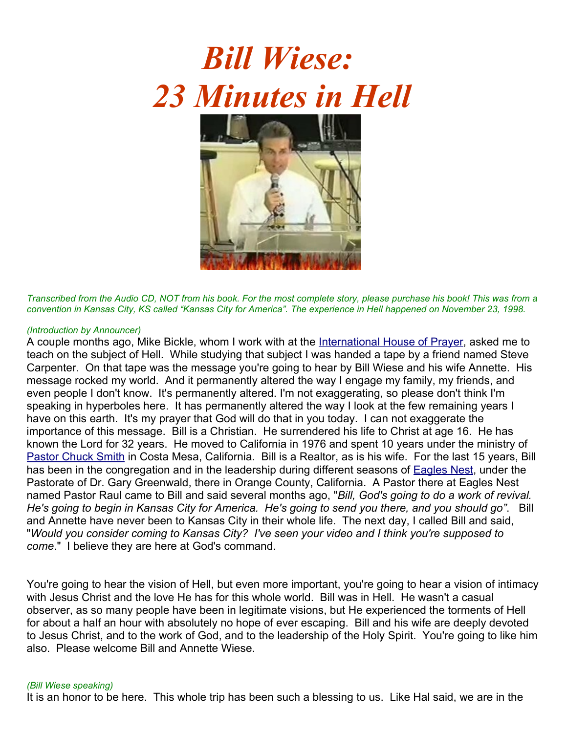# *Bill Wiese:*
# *23 Minutes in Hell*

*Transcribed from the Audio CD, NOT from his book. For the most complete story, please purchase his book! This was from a convention in Kansas City, KS called "Kansas City for America". The experience in Hell happened on November 23, 1998.*

*(Introduction by Announcer)*

A couple months ago, Mike Bickle, whom I work with at the International House of Prayer, asked me to teach on the subject of Hell. While studying that subject I was handed a tape by a friend named Steve Carpenter. On that tape was the message you're going to hear by Bill Wiese and his wife Annette. His message rocked my world. And it permanently altered the way I engage my family, my friends, and even people I don't know. It's permanently altered. I'm not exaggerating, so please don't think I'm speaking in hyperboles here. It has permanently altered the way I look at the few remaining years I have on this earth. It's my prayer that God will do that in you today. I can not exaggerate the importance of this message. Bill is a Christian. He surrendered his life to Christ at age 16. He has known the Lord for 32 years. He moved to California in 1976 and spent 10 years under the ministry of Pastor Chuck Smith in Costa Mesa, California. Bill is a Realtor, as is his wife. For the last 15 years, Bill has been in the congregation and in the leadership during different seasons of Eagles Nest, under the Pastorate of Dr. Gary Greenwald, there in Orange County, California. A Pastor there at Eagles Nest named Pastor Raul came to Bill and said several months ago, "*Bill, God's going to do a work of revival. He's going to begin in Kansas City for America. He's going to send you there, and you should go*". Bill and Annette have never been to Kansas City in their whole life. The next day, I called Bill and said, "*Would you consider coming to Kansas City? I've seen your video and I think you're supposed to come*." I believe they are here at God's command.

You're going to hear the vision of Hell, but even more important, you're going to hear a vision of intimacy with Jesus Christ and the love He has for this whole world. Bill was in Hell. He wasn't a casual observer, as so many people have been in legitimate visions, but He experienced the torments of Hell for about a half an hour with absolutely no hope of ever escaping. Bill and his wife are deeply devoted to Jesus Christ, and to the work of God, and to the leadership of the Holy Spirit. You're going to like him also. Please welcome Bill and Annette Wiese.

*(Bill Wiese speaking)*

It is an honor to be here. This whole trip has been such a blessing to us. Like Hal said, we are in the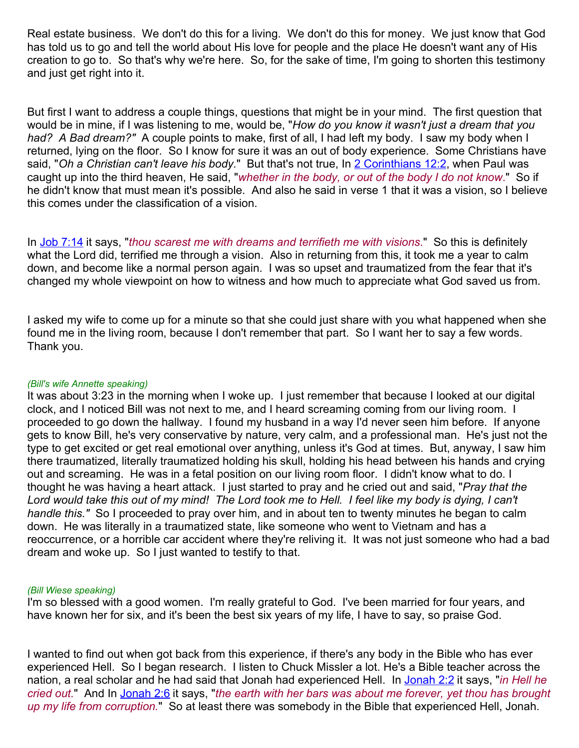Real estate business. We don't do this for a living. We don't do this for money. We just know that God has told us to go and tell the world about His love for people and the place He doesn't want any of His creation to go to. So that's why we're here. So, for the sake of time, I'm going to shorten this testimony and just get right into it.

But first I want to address a couple things, questions that might be in your mind. The first question that would be in mine, if I was listening to me, would be, "*How do you know it wasn't just a dream that you had? A Bad dream?"* A couple points to make, first of all, I had left my body. I saw my body when I returned, lying on the floor. So I know for sure it was an out of body experience. Some Christians have said, "*Oh a Christian can't leave his body.*" But that's not true, In [2 Corinthians 12:2](), when Paul was caught up into the third heaven, He said, "*whether in the body, or out of the body I do not know*." So if he didn't know that must mean it's possible. And also he said in verse 1 that it was a vision, so I believe this comes under the classification of a vision.

In [Job 7:14]() it says, "*thou scarest me with dreams and terrifieth me with visions*." So this is definitely what the Lord did, terrified me through a vision. Also in returning from this, it took me a year to calm down, and become like a normal person again. I was so upset and traumatized from the fear that it's changed my whole viewpoint on how to witness and how much to appreciate what God saved us from.

I asked my wife to come up for a minute so that she could just share with you what happened when she found me in the living room, because I don't remember that part. So I want her to say a few words. Thank you.

*(Bill's wife Annette speaking)*
It was about 3:23 in the morning when I woke up. I just remember that because I looked at our digital clock, and I noticed Bill was not next to me, and I heard screaming coming from our living room. I proceeded to go down the hallway. I found my husband in a way I'd never seen him before. If anyone gets to know Bill, he's very conservative by nature, very calm, and a professional man. He's just not the type to get excited or get real emotional over anything, unless it's God at times. But, anyway, I saw him there traumatized, literally traumatized holding his skull, holding his head between his hands and crying out and screaming. He was in a fetal position on our living room floor. I didn't know what to do. I thought he was having a heart attack. I just started to pray and he cried out and said, "*Pray that the Lord would take this out of my mind! The Lord took me to Hell. I feel like my body is dying, I can't handle this."* So I proceeded to pray over him, and in about ten to twenty minutes he began to calm down. He was literally in a traumatized state, like someone who went to Vietnam and has a reoccurrence, or a horrible car accident where they're reliving it. It was not just someone who had a bad dream and woke up. So I just wanted to testify to that.

*(Bill Wiese speaking)*
I'm so blessed with a good women. I'm really grateful to God. I've been married for four years, and have known her for six, and it's been the best six years of my life, I have to say, so praise God.

I wanted to find out when got back from this experience, if there's any body in the Bible who has ever experienced Hell. So I began research. I listen to Chuck Missler a lot. He's a Bible teacher across the nation, a real scholar and he had said that Jonah had experienced Hell. In [Jonah 2:2]() it says, "*in Hell he cried out*." And In [Jonah 2:6]() it says, "*the earth with her bars was about me forever, yet thou has brought up my life from corruption.*" So at least there was somebody in the Bible that experienced Hell, Jonah.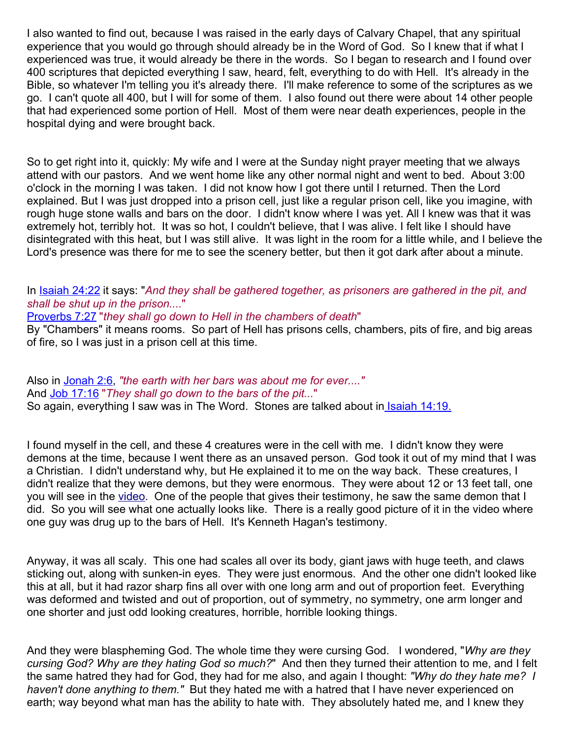I also wanted to find out, because I was raised in the early days of Calvary Chapel, that any spiritual experience that you would go through should already be in the Word of God. So I knew that if what I experienced was true, it would already be there in the words. So I began to research and I found over 400 scriptures that depicted everything I saw, heard, felt, everything to do with Hell. It's already in the Bible, so whatever I'm telling you it's already there. I'll make reference to some of the scriptures as we go. I can't quote all 400, but I will for some of them. I also found out there were about 14 other people that had experienced some portion of Hell. Most of them were near death experiences, people in the hospital dying and were brought back.

So to get right into it, quickly: My wife and I were at the Sunday night prayer meeting that we always attend with our pastors. And we went home like any other normal night and went to bed. About 3:00 o'clock in the morning I was taken. I did not know how I got there until I returned. Then the Lord explained. But I was just dropped into a prison cell, just like a regular prison cell, like you imagine, with rough huge stone walls and bars on the door. I didn't know where I was yet. All I knew was that it was extremely hot, terribly hot. It was so hot, I couldn't believe, that I was alive. I felt like I should have disintegrated with this heat, but I was still alive. It was light in the room for a little while, and I believe the Lord's presence was there for me to see the scenery better, but then it got dark after about a minute.

In Isaiah 24:22 it says: "*And they shall be gathered together, as prisoners are gathered in the pit, and shall be shut up in the prison....*"
Proverbs 7:27 "*they shall go down to Hell in the chambers of death*"
By "Chambers" it means rooms. So part of Hell has prisons cells, chambers, pits of fire, and big areas of fire, so I was just in a prison cell at this time.

Also in Jonah 2:6, *"the earth with her bars was about me for ever...."*
And Job 17:16 "*They shall go down to the bars of the pit...*"
So again, everything I saw was in The Word. Stones are talked about in Isaiah 14:19.

I found myself in the cell, and these 4 creatures were in the cell with me. I didn't know they were demons at the time, because I went there as an unsaved person. God took it out of my mind that I was a Christian. I didn't understand why, but He explained it to me on the way back. These creatures, I didn't realize that they were demons, but they were enormous. They were about 12 or 13 feet tall, one you will see in the video. One of the people that gives their testimony, he saw the same demon that I did. So you will see what one actually looks like. There is a really good picture of it in the video where one guy was drug up to the bars of Hell. It's Kenneth Hagan's testimony.

Anyway, it was all scaly. This one had scales all over its body, giant jaws with huge teeth, and claws sticking out, along with sunken-in eyes. They were just enormous. And the other one didn't looked like this at all, but it had razor sharp fins all over with one long arm and out of proportion feet. Everything was deformed and twisted and out of proportion, out of symmetry, no symmetry, one arm longer and one shorter and just odd looking creatures, horrible, horrible looking things.

And they were blaspheming God. The whole time they were cursing God. I wondered, "*Why are they cursing God? Why are they hating God so much?*" And then they turned their attention to me, and I felt the same hatred they had for God, they had for me also, and again I thought: *"Why do they hate me? I haven't done anything to them."* But they hated me with a hatred that I have never experienced on earth; way beyond what man has the ability to hate with. They absolutely hated me, and I knew they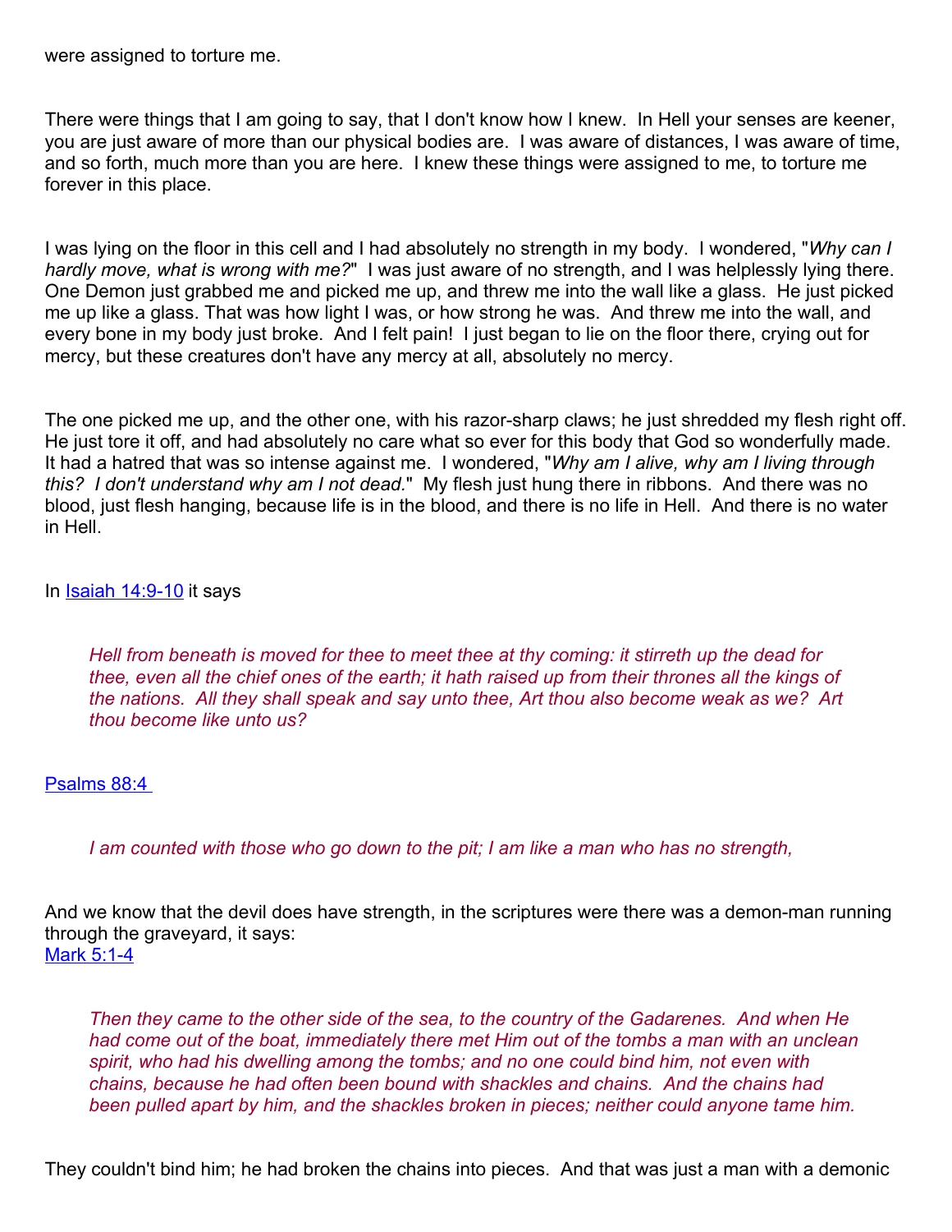were assigned to torture me.

There were things that I am going to say, that I don't know how I knew. In Hell your senses are keener, you are just aware of more than our physical bodies are. I was aware of distances, I was aware of time, and so forth, much more than you are here. I knew these things were assigned to me, to torture me forever in this place.

I was lying on the floor in this cell and I had absolutely no strength in my body. I wondered, "*Why can I hardly move, what is wrong with me?*" I was just aware of no strength, and I was helplessly lying there. One Demon just grabbed me and picked me up, and threw me into the wall like a glass. He just picked me up like a glass. That was how light I was, or how strong he was. And threw me into the wall, and every bone in my body just broke. And I felt pain! I just began to lie on the floor there, crying out for mercy, but these creatures don't have any mercy at all, absolutely no mercy.

The one picked me up, and the other one, with his razor-sharp claws; he just shredded my flesh right off. He just tore it off, and had absolutely no care what so ever for this body that God so wonderfully made. It had a hatred that was so intense against me. I wondered, "*Why am I alive, why am I living through this? I don't understand why am I not dead.*" My flesh just hung there in ribbons. And there was no blood, just flesh hanging, because life is in the blood, and there is no life in Hell. And there is no water in Hell.

In [Isaiah 14:9-10] it says

> *Hell from beneath is moved for thee to meet thee at thy coming: it stirreth up the dead for thee, even all the chief ones of the earth; it hath raised up from their thrones all the kings of the nations. All they shall speak and say unto thee, Art thou also become weak as we? Art thou become like unto us?*

[Psalms 88:4]

> *I am counted with those who go down to the pit; I am like a man who has no strength,*

And we know that the devil does have strength, in the scriptures were there was a demon-man running through the graveyard, it says:
[Mark 5:1-4]

> *Then they came to the other side of the sea, to the country of the Gadarenes. And when He had come out of the boat, immediately there met Him out of the tombs a man with an unclean spirit, who had his dwelling among the tombs; and no one could bind him, not even with chains, because he had often been bound with shackles and chains. And the chains had been pulled apart by him, and the shackles broken in pieces; neither could anyone tame him.*

They couldn't bind him; he had broken the chains into pieces. And that was just a man with a demonic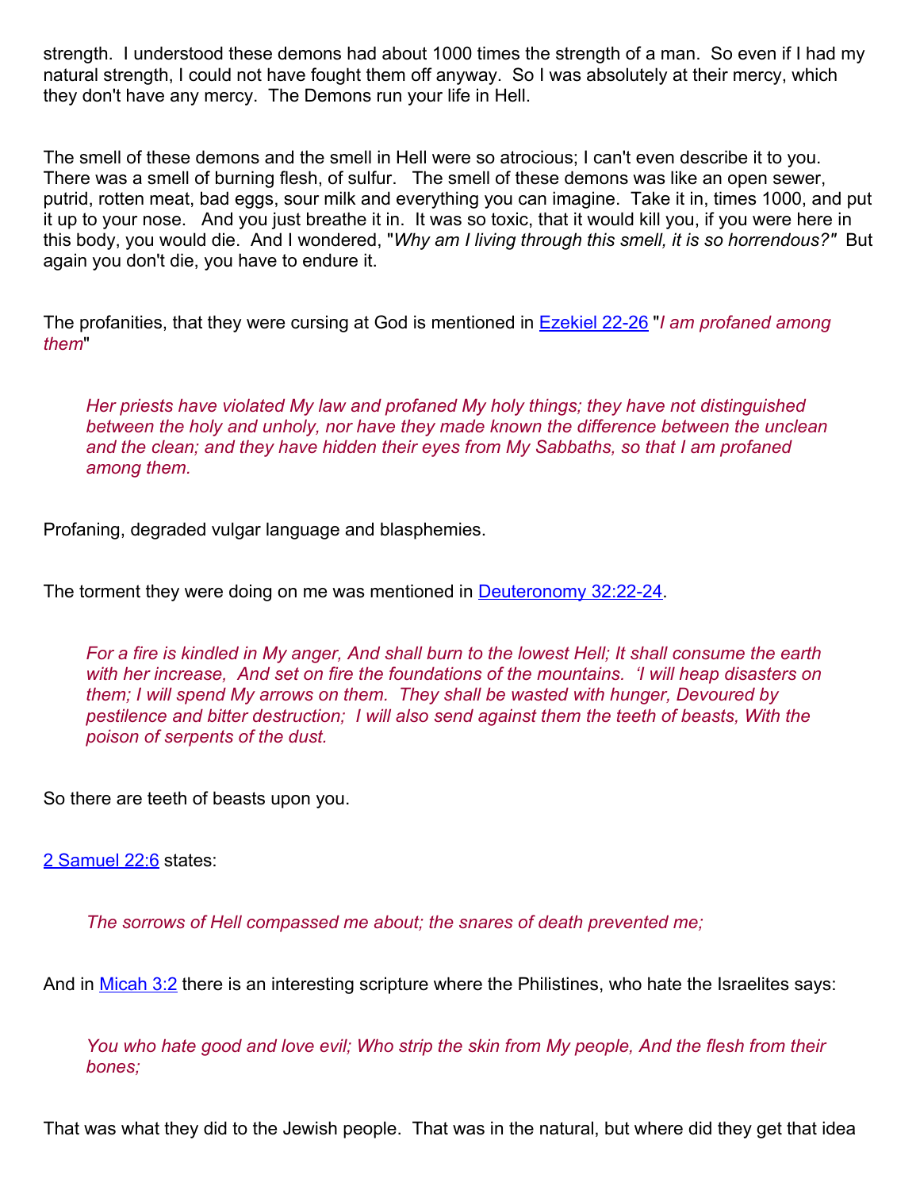strength. I understood these demons had about 1000 times the strength of a man. So even if I had my natural strength, I could not have fought them off anyway. So I was absolutely at their mercy, which they don't have any mercy. The Demons run your life in Hell.

The smell of these demons and the smell in Hell were so atrocious; I can't even describe it to you. There was a smell of burning flesh, of sulfur. The smell of these demons was like an open sewer, putrid, rotten meat, bad eggs, sour milk and everything you can imagine. Take it in, times 1000, and put it up to your nose. And you just breathe it in. It was so toxic, that it would kill you, if you were here in this body, you would die. And I wondered, "*Why am I living through this smell, it is so horrendous?"* But again you don't die, you have to endure it.

The profanities, that they were cursing at God is mentioned in [Ezekiel 22-26] "*I am profaned among them*"

> *Her priests have violated My law and profaned My holy things; they have not distinguished between the holy and unholy, nor have they made known the difference between the unclean and the clean; and they have hidden their eyes from My Sabbaths, so that I am profaned among them.*

Profaning, degraded vulgar language and blasphemies.

The torment they were doing on me was mentioned in [Deuteronomy 32:22-24].

> *For a fire is kindled in My anger, And shall burn to the lowest Hell; It shall consume the earth with her increase, And set on fire the foundations of the mountains. 'I will heap disasters on them; I will spend My arrows on them. They shall be wasted with hunger, Devoured by pestilence and bitter destruction; I will also send against them the teeth of beasts, With the poison of serpents of the dust.*

So there are teeth of beasts upon you.

[2 Samuel 22:6] states:

> *The sorrows of Hell compassed me about; the snares of death prevented me;*

And in [Micah 3:2] there is an interesting scripture where the Philistines, who hate the Israelites says:

> *You who hate good and love evil; Who strip the skin from My people, And the flesh from their bones;*

That was what they did to the Jewish people. That was in the natural, but where did they get that idea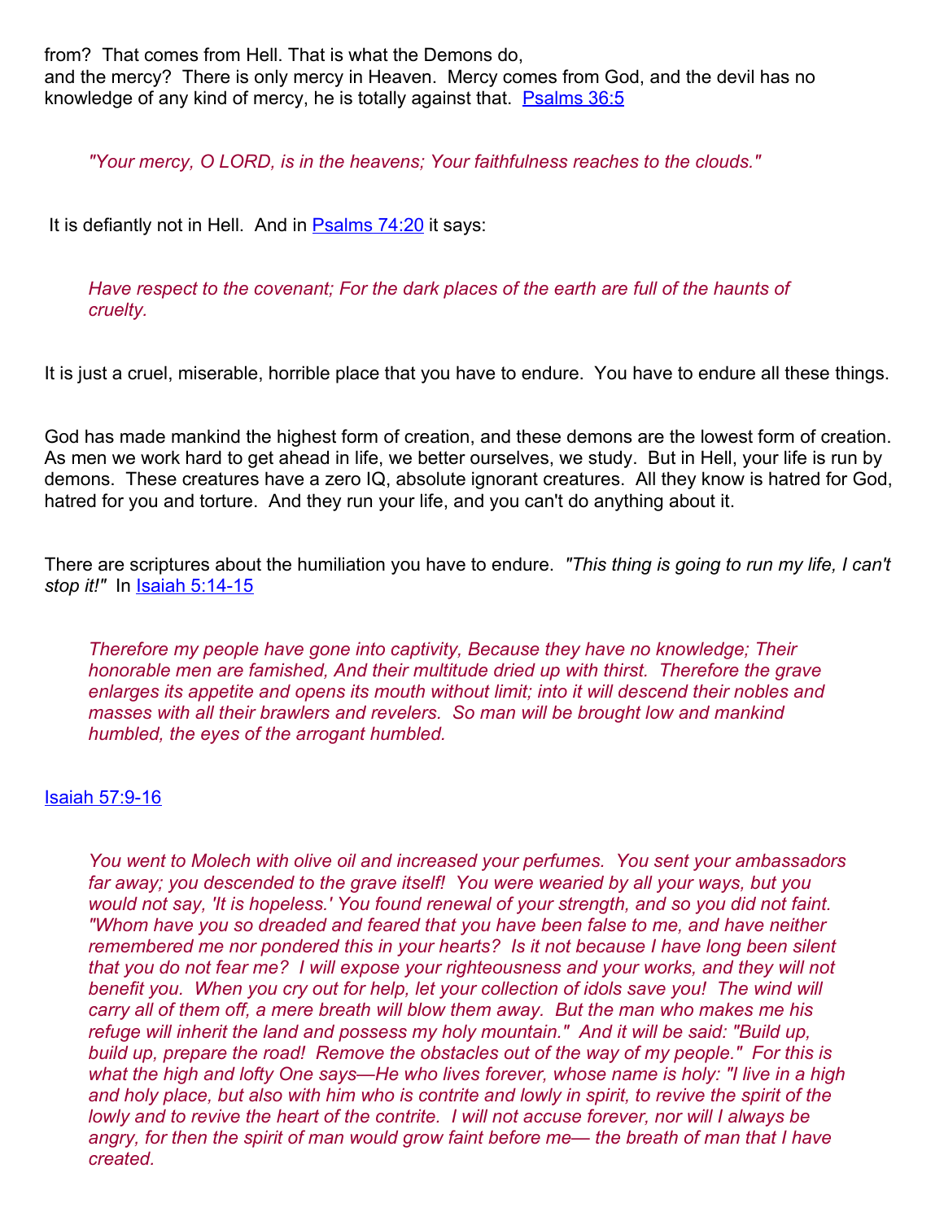from? That comes from Hell. That is what the Demons do,
and the mercy? There is only mercy in Heaven. Mercy comes from God, and the devil has no knowledge of any kind of mercy, he is totally against that. [Psalms 36:5]

> *"Your mercy, O LORD, is in the heavens; Your faithfulness reaches to the clouds."*

It is defiantly not in Hell. And in [Psalms 74:20] it says:

> *Have respect to the covenant; For the dark places of the earth are full of the haunts of cruelty.*

It is just a cruel, miserable, horrible place that you have to endure. You have to endure all these things.

God has made mankind the highest form of creation, and these demons are the lowest form of creation. As men we work hard to get ahead in life, we better ourselves, we study. But in Hell, your life is run by demons. These creatures have a zero IQ, absolute ignorant creatures. All they know is hatred for God, hatred for you and torture. And they run your life, and you can't do anything about it.

There are scriptures about the humiliation you have to endure. *"This thing is going to run my life, I can't stop it!"* In [Isaiah 5:14-15]

> *Therefore my people have gone into captivity, Because they have no knowledge; Their honorable men are famished, And their multitude dried up with thirst. Therefore the grave enlarges its appetite and opens its mouth without limit; into it will descend their nobles and masses with all their brawlers and revelers. So man will be brought low and mankind humbled, the eyes of the arrogant humbled.*

[Isaiah 57:9-16]

> *You went to Molech with olive oil and increased your perfumes. You sent your ambassadors far away; you descended to the grave itself! You were wearied by all your ways, but you would not say, 'It is hopeless.' You found renewal of your strength, and so you did not faint. "Whom have you so dreaded and feared that you have been false to me, and have neither remembered me nor pondered this in your hearts? Is it not because I have long been silent that you do not fear me? I will expose your righteousness and your works, and they will not benefit you. When you cry out for help, let your collection of idols save you! The wind will carry all of them off, a mere breath will blow them away. But the man who makes me his refuge will inherit the land and possess my holy mountain." And it will be said: "Build up, build up, prepare the road! Remove the obstacles out of the way of my people." For this is what the high and lofty One says—He who lives forever, whose name is holy: "I live in a high and holy place, but also with him who is contrite and lowly in spirit, to revive the spirit of the lowly and to revive the heart of the contrite. I will not accuse forever, nor will I always be angry, for then the spirit of man would grow faint before me— the breath of man that I have created.*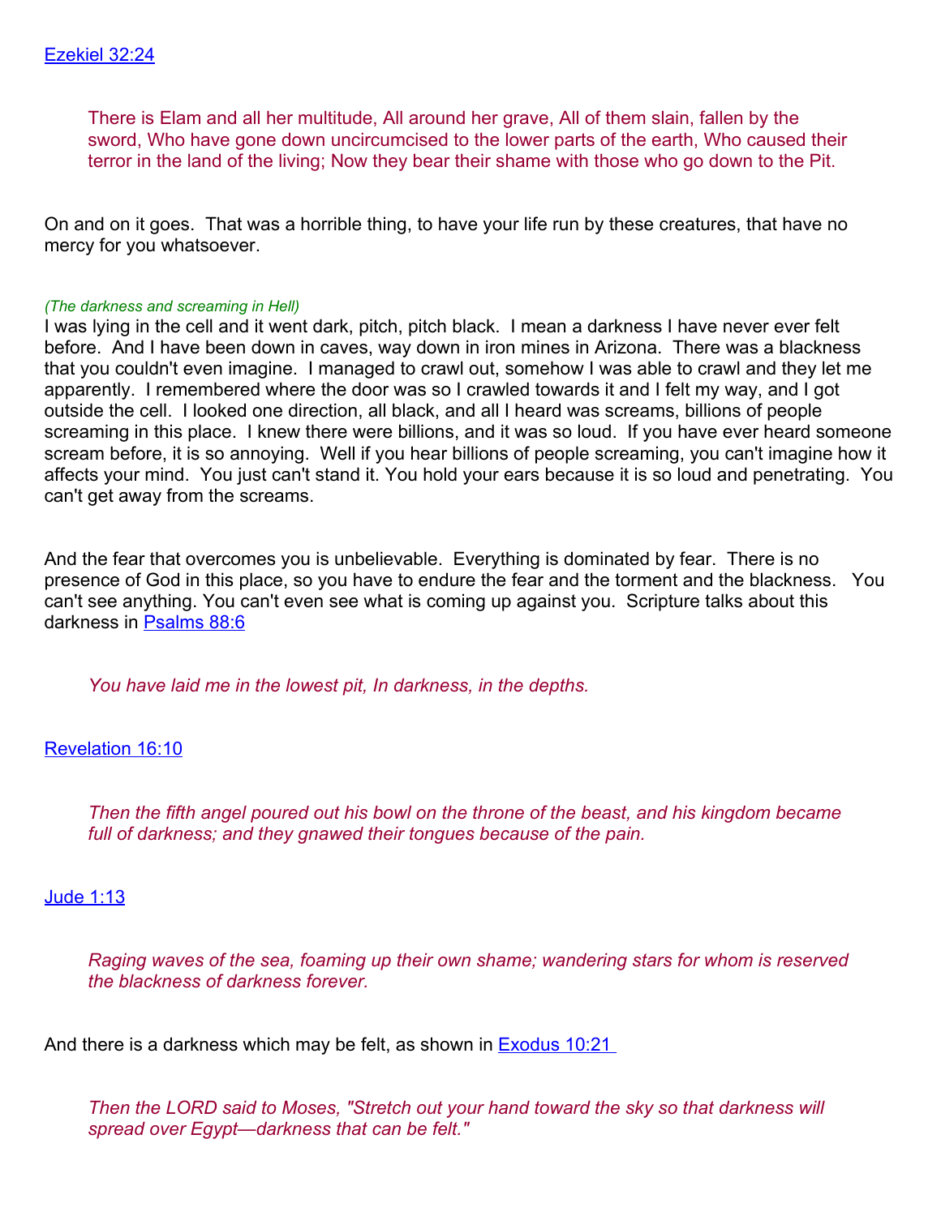[Ezekiel 32:24](#)

> There is Elam and all her multitude, All around her grave, All of them slain, fallen by the sword, Who have gone down uncircumcised to the lower parts of the earth, Who caused their terror in the land of the living; Now they bear their shame with those who go down to the Pit.

On and on it goes. That was a horrible thing, to have your life run by these creatures, that have no mercy for you whatsoever.

*(The darkness and screaming in Hell)*

I was lying in the cell and it went dark, pitch, pitch black. I mean a darkness I have never ever felt before. And I have been down in caves, way down in iron mines in Arizona. There was a blackness that you couldn't even imagine. I managed to crawl out, somehow I was able to crawl and they let me apparently. I remembered where the door was so I crawled towards it and I felt my way, and I got outside the cell. I looked one direction, all black, and all I heard was screams, billions of people screaming in this place. I knew there were billions, and it was so loud. If you have ever heard someone scream before, it is so annoying. Well if you hear billions of people screaming, you can't imagine how it affects your mind. You just can't stand it. You hold your ears because it is so loud and penetrating. You can't get away from the screams.

And the fear that overcomes you is unbelievable. Everything is dominated by fear. There is no presence of God in this place, so you have to endure the fear and the torment and the blackness. You can't see anything. You can't even see what is coming up against you. Scripture talks about this darkness in [Psalms 88:6](#)

> *You have laid me in the lowest pit, In darkness, in the depths.*

[Revelation 16:10](#)

> *Then the fifth angel poured out his bowl on the throne of the beast, and his kingdom became full of darkness; and they gnawed their tongues because of the pain.*

[Jude 1:13](#)

> *Raging waves of the sea, foaming up their own shame; wandering stars for whom is reserved the blackness of darkness forever.*

And there is a darkness which may be felt, as shown in [Exodus 10:21](#)

> *Then the LORD said to Moses, "Stretch out your hand toward the sky so that darkness will spread over Egypt—darkness that can be felt."*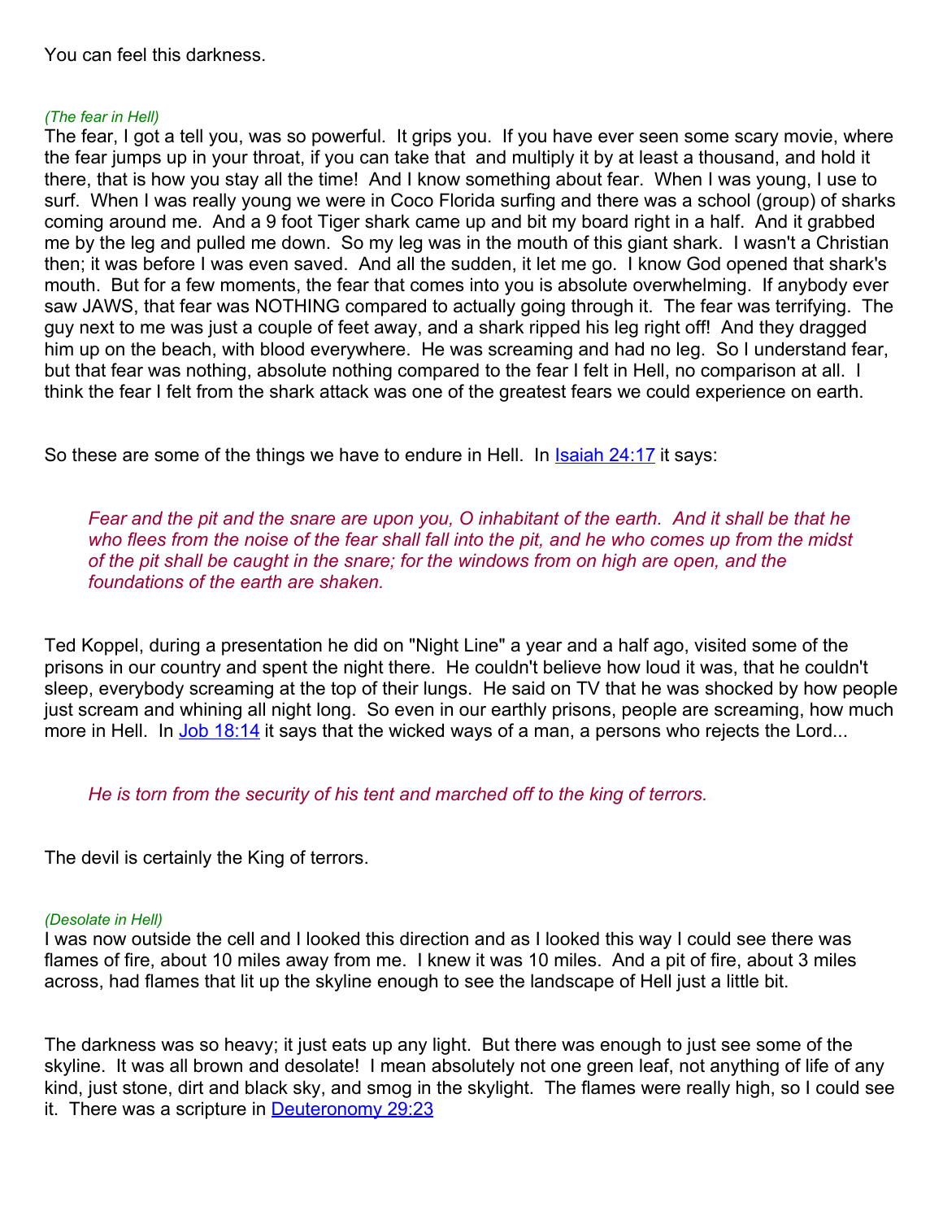You can feel this darkness.

*(The fear in Hell)*
The fear, I got a tell you, was so powerful. It grips you. If you have ever seen some scary movie, where the fear jumps up in your throat, if you can take that and multiply it by at least a thousand, and hold it there, that is how you stay all the time! And I know something about fear. When I was young, I use to surf. When I was really young we were in Coco Florida surfing and there was a school (group) of sharks coming around me. And a 9 foot Tiger shark came up and bit my board right in a half. And it grabbed me by the leg and pulled me down. So my leg was in the mouth of this giant shark. I wasn't a Christian then; it was before I was even saved. And all the sudden, it let me go. I know God opened that shark's mouth. But for a few moments, the fear that comes into you is absolute overwhelming. If anybody ever saw JAWS, that fear was NOTHING compared to actually going through it. The fear was terrifying. The guy next to me was just a couple of feet away, and a shark ripped his leg right off! And they dragged him up on the beach, with blood everywhere. He was screaming and had no leg. So I understand fear, but that fear was nothing, absolute nothing compared to the fear I felt in Hell, no comparison at all. I think the fear I felt from the shark attack was one of the greatest fears we could experience on earth.

So these are some of the things we have to endure in Hell. In [Isaiah 24:17] it says:

> *Fear and the pit and the snare are upon you, O inhabitant of the earth. And it shall be that he who flees from the noise of the fear shall fall into the pit, and he who comes up from the midst of the pit shall be caught in the snare; for the windows from on high are open, and the foundations of the earth are shaken.*

Ted Koppel, during a presentation he did on "Night Line" a year and a half ago, visited some of the prisons in our country and spent the night there. He couldn't believe how loud it was, that he couldn't sleep, everybody screaming at the top of their lungs. He said on TV that he was shocked by how people just scream and whining all night long. So even in our earthly prisons, people are screaming, how much more in Hell. In [Job 18:14] it says that the wicked ways of a man, a persons who rejects the Lord...

> *He is torn from the security of his tent and marched off to the king of terrors.*

The devil is certainly the King of terrors.

*(Desolate in Hell)*
I was now outside the cell and I looked this direction and as I looked this way I could see there was flames of fire, about 10 miles away from me. I knew it was 10 miles. And a pit of fire, about 3 miles across, had flames that lit up the skyline enough to see the landscape of Hell just a little bit.

The darkness was so heavy; it just eats up any light. But there was enough to just see some of the skyline. It was all brown and desolate! I mean absolutely not one green leaf, not anything of life of any kind, just stone, dirt and black sky, and smog in the skylight. The flames were really high, so I could see it. There was a scripture in [Deuteronomy 29:23]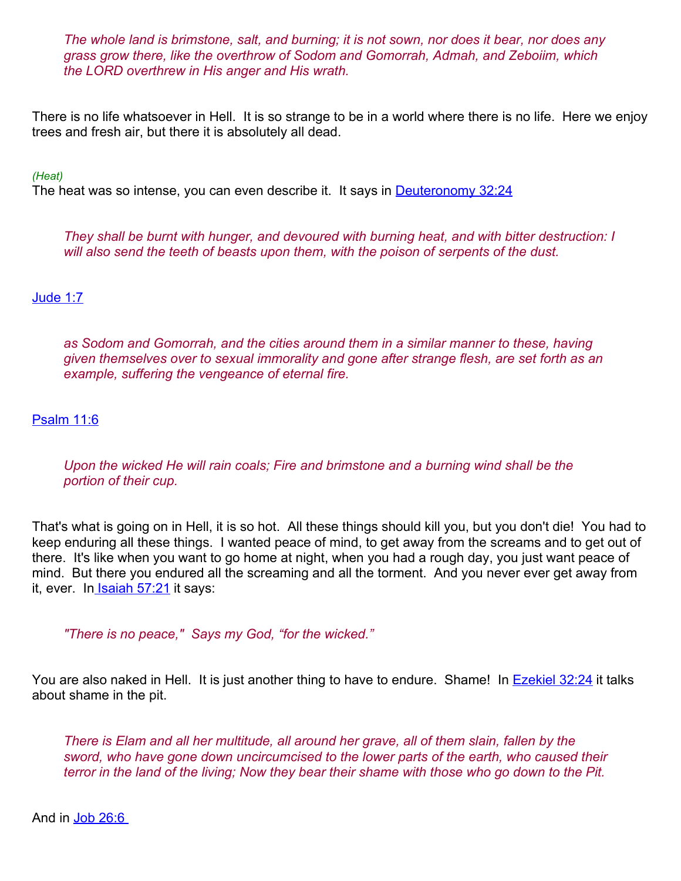*The whole land is brimstone, salt, and burning; it is not sown, nor does it bear, nor does any grass grow there, like the overthrow of Sodom and Gomorrah, Admah, and Zeboiim, which the LORD overthrew in His anger and His wrath.*

There is no life whatsoever in Hell. It is so strange to be in a world where there is no life. Here we enjoy trees and fresh air, but there it is absolutely all dead.

*(Heat)*

The heat was so intense, you can even describe it. It says in Deuteronomy 32:24

> *They shall be burnt with hunger, and devoured with burning heat, and with bitter destruction: I will also send the teeth of beasts upon them, with the poison of serpents of the dust.*

Jude 1:7

> *as Sodom and Gomorrah, and the cities around them in a similar manner to these, having given themselves over to sexual immorality and gone after strange flesh, are set forth as an example, suffering the vengeance of eternal fire.*

Psalm 11:6

> *Upon the wicked He will rain coals; Fire and brimstone and a burning wind shall be the portion of their cup.*

That's what is going on in Hell, it is so hot. All these things should kill you, but you don't die! You had to keep enduring all these things. I wanted peace of mind, to get away from the screams and to get out of there. It's like when you want to go home at night, when you had a rough day, you just want peace of mind. But there you endured all the screaming and all the torment. And you never ever get away from it, ever. In Isaiah 57:21 it says:

> *"There is no peace," Says my God, "for the wicked."*

You are also naked in Hell. It is just another thing to have to endure. Shame! In Ezekiel 32:24 it talks about shame in the pit.

> *There is Elam and all her multitude, all around her grave, all of them slain, fallen by the sword, who have gone down uncircumcised to the lower parts of the earth, who caused their terror in the land of the living; Now they bear their shame with those who go down to the Pit.*

And in Job 26:6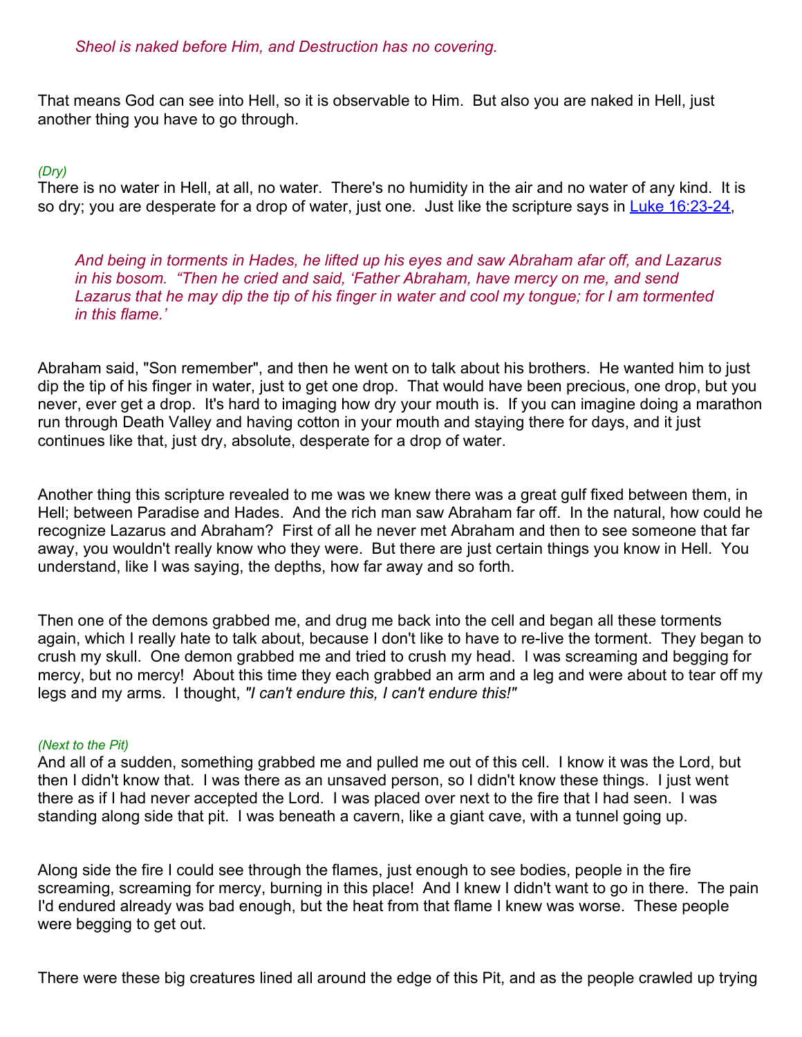*Sheol is naked before Him, and Destruction has no covering.*

That means God can see into Hell, so it is observable to Him. But also you are naked in Hell, just another thing you have to go through.

*(Dry)*

There is no water in Hell, at all, no water. There's no humidity in the air and no water of any kind. It is so dry; you are desperate for a drop of water, just one. Just like the scripture says in [Luke 16:23-24](),

> *And being in torments in Hades, he lifted up his eyes and saw Abraham afar off, and Lazarus in his bosom. "Then he cried and said, 'Father Abraham, have mercy on me, and send Lazarus that he may dip the tip of his finger in water and cool my tongue; for I am tormented in this flame.'*

Abraham said, "Son remember", and then he went on to talk about his brothers. He wanted him to just dip the tip of his finger in water, just to get one drop. That would have been precious, one drop, but you never, ever get a drop. It's hard to imaging how dry your mouth is. If you can imagine doing a marathon run through Death Valley and having cotton in your mouth and staying there for days, and it just continues like that, just dry, absolute, desperate for a drop of water.

Another thing this scripture revealed to me was we knew there was a great gulf fixed between them, in Hell; between Paradise and Hades. And the rich man saw Abraham far off. In the natural, how could he recognize Lazarus and Abraham? First of all he never met Abraham and then to see someone that far away, you wouldn't really know who they were. But there are just certain things you know in Hell. You understand, like I was saying, the depths, how far away and so forth.

Then one of the demons grabbed me, and drug me back into the cell and began all these torments again, which I really hate to talk about, because I don't like to have to re-live the torment. They began to crush my skull. One demon grabbed me and tried to crush my head. I was screaming and begging for mercy, but no mercy! About this time they each grabbed an arm and a leg and were about to tear off my legs and my arms. I thought, *"I can't endure this, I can't endure this!"*

*(Next to the Pit)*

And all of a sudden, something grabbed me and pulled me out of this cell. I know it was the Lord, but then I didn't know that. I was there as an unsaved person, so I didn't know these things. I just went there as if I had never accepted the Lord. I was placed over next to the fire that I had seen. I was standing along side that pit. I was beneath a cavern, like a giant cave, with a tunnel going up.

Along side the fire I could see through the flames, just enough to see bodies, people in the fire screaming, screaming for mercy, burning in this place! And I knew I didn't want to go in there. The pain I'd endured already was bad enough, but the heat from that flame I knew was worse. These people were begging to get out.

There were these big creatures lined all around the edge of this Pit, and as the people crawled up trying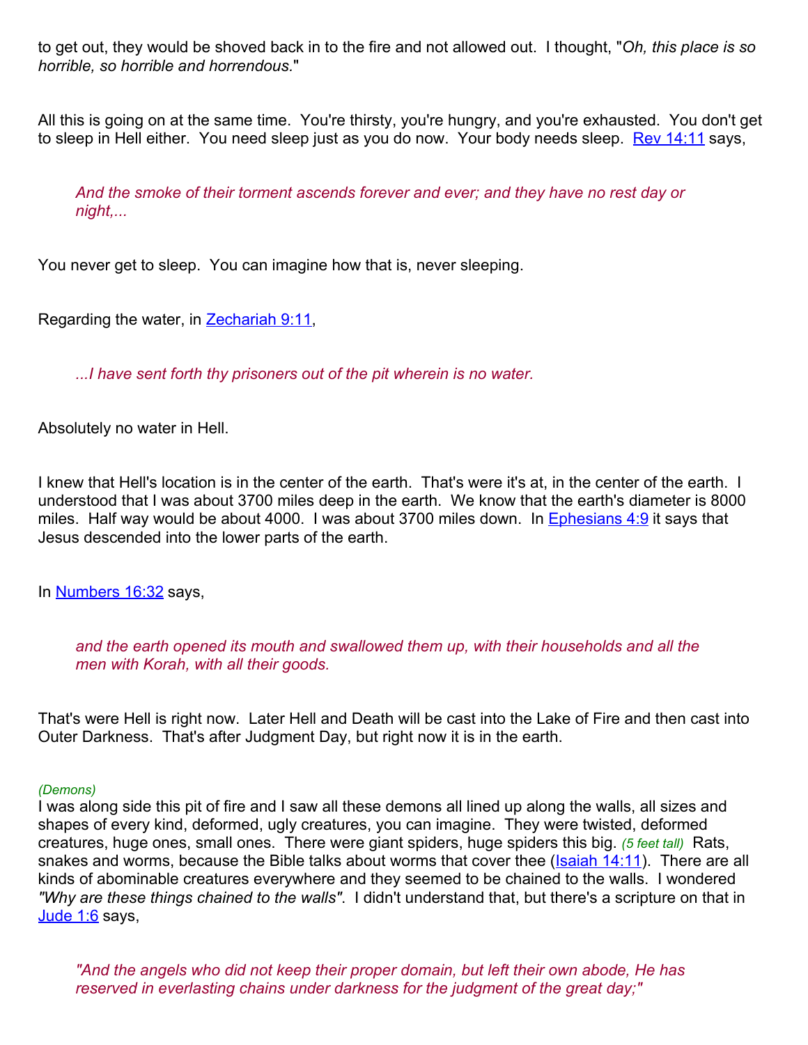to get out, they would be shoved back in to the fire and not allowed out. I thought, "*Oh, this place is so horrible, so horrible and horrendous.*"

All this is going on at the same time. You're thirsty, you're hungry, and you're exhausted. You don't get to sleep in Hell either. You need sleep just as you do now. Your body needs sleep. Rev 14:11 says,

> *And the smoke of their torment ascends forever and ever; and they have no rest day or night,...*

You never get to sleep. You can imagine how that is, never sleeping.

Regarding the water, in Zechariah 9:11,

> *...I have sent forth thy prisoners out of the pit wherein is no water.*

Absolutely no water in Hell.

I knew that Hell's location is in the center of the earth. That's were it's at, in the center of the earth. I understood that I was about 3700 miles deep in the earth. We know that the earth's diameter is 8000 miles. Half way would be about 4000. I was about 3700 miles down. In Ephesians 4:9 it says that Jesus descended into the lower parts of the earth.

In Numbers 16:32 says,

> *and the earth opened its mouth and swallowed them up, with their households and all the men with Korah, with all their goods.*

That's were Hell is right now. Later Hell and Death will be cast into the Lake of Fire and then cast into Outer Darkness. That's after Judgment Day, but right now it is in the earth.

*(Demons)*

I was along side this pit of fire and I saw all these demons all lined up along the walls, all sizes and shapes of every kind, deformed, ugly creatures, you can imagine. They were twisted, deformed creatures, huge ones, small ones. There were giant spiders, huge spiders this big. *(5 feet tall)* Rats, snakes and worms, because the Bible talks about worms that cover thee (Isaiah 14:11). There are all kinds of abominable creatures everywhere and they seemed to be chained to the walls. I wondered *"Why are these things chained to the walls"*. I didn't understand that, but there's a scripture on that in Jude 1:6 says,

> *"And the angels who did not keep their proper domain, but left their own abode, He has reserved in everlasting chains under darkness for the judgment of the great day;"*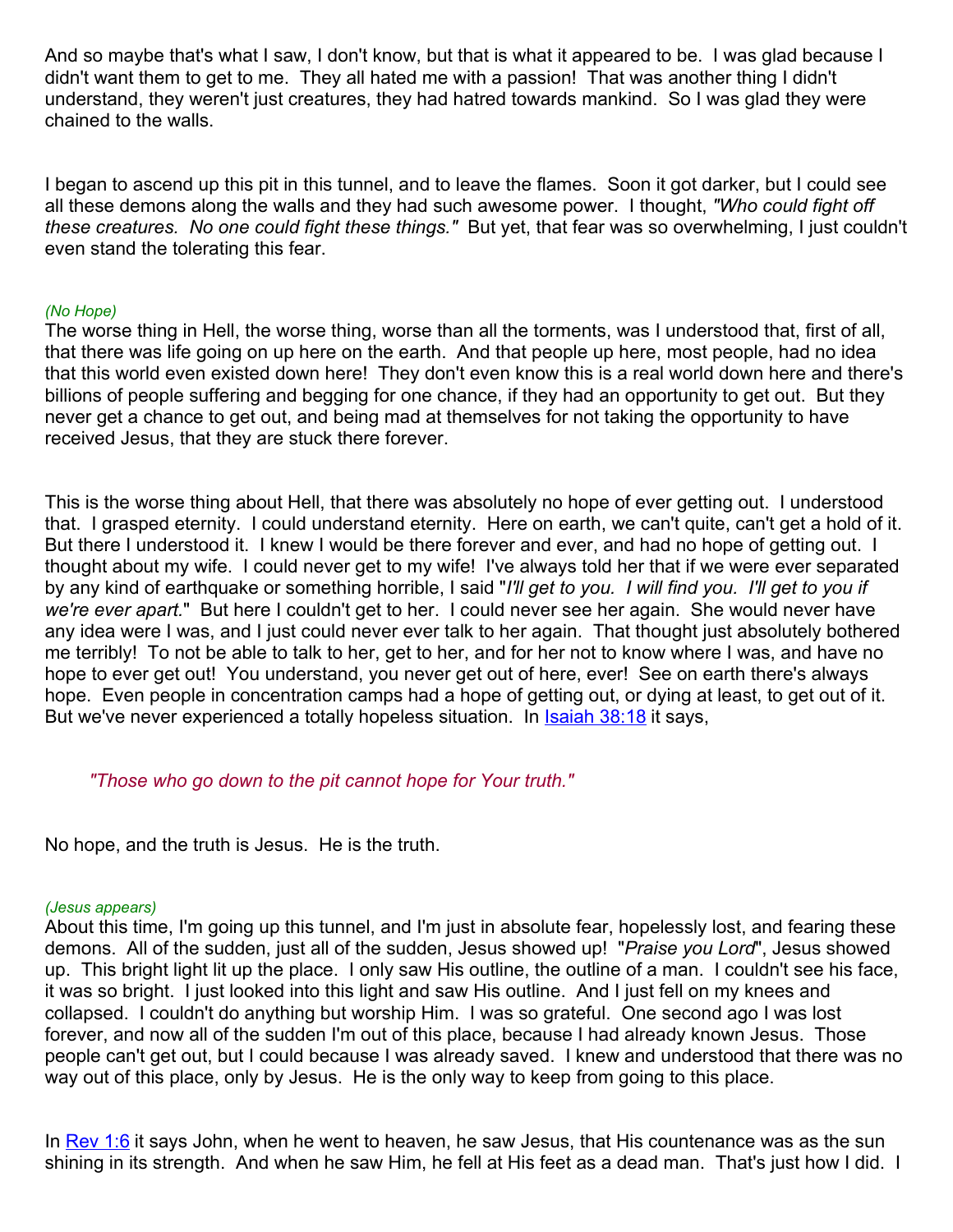And so maybe that's what I saw, I don't know, but that is what it appeared to be. I was glad because I didn't want them to get to me. They all hated me with a passion! That was another thing I didn't understand, they weren't just creatures, they had hatred towards mankind. So I was glad they were chained to the walls.

I began to ascend up this pit in this tunnel, and to leave the flames. Soon it got darker, but I could see all these demons along the walls and they had such awesome power. I thought, *"Who could fight off these creatures. No one could fight these things."* But yet, that fear was so overwhelming, I just couldn't even stand the tolerating this fear.

*(No Hope)*

The worse thing in Hell, the worse thing, worse than all the torments, was I understood that, first of all, that there was life going on up here on the earth. And that people up here, most people, had no idea that this world even existed down here! They don't even know this is a real world down here and there's billions of people suffering and begging for one chance, if they had an opportunity to get out. But they never get a chance to get out, and being mad at themselves for not taking the opportunity to have received Jesus, that they are stuck there forever.

This is the worse thing about Hell, that there was absolutely no hope of ever getting out. I understood that. I grasped eternity. I could understand eternity. Here on earth, we can't quite, can't get a hold of it. But there I understood it. I knew I would be there forever and ever, and had no hope of getting out. I thought about my wife. I could never get to my wife! I've always told her that if we were ever separated by any kind of earthquake or something horrible, I said "*I'll get to you. I will find you. I'll get to you if we're ever apart.*" But here I couldn't get to her. I could never see her again. She would never have any idea were I was, and I just could never ever talk to her again. That thought just absolutely bothered me terribly! To not be able to talk to her, get to her, and for her not to know where I was, and have no hope to ever get out! You understand, you never get out of here, ever! See on earth there's always hope. Even people in concentration camps had a hope of getting out, or dying at least, to get out of it. But we've never experienced a totally hopeless situation. In Isaiah 38:18 it says,

> *"Those who go down to the pit cannot hope for Your truth."*

No hope, and the truth is Jesus. He is the truth.

*(Jesus appears)*

About this time, I'm going up this tunnel, and I'm just in absolute fear, hopelessly lost, and fearing these demons. All of the sudden, just all of the sudden, Jesus showed up! "*Praise you Lord*", Jesus showed up. This bright light lit up the place. I only saw His outline, the outline of a man. I couldn't see his face, it was so bright. I just looked into this light and saw His outline. And I just fell on my knees and collapsed. I couldn't do anything but worship Him. I was so grateful. One second ago I was lost forever, and now all of the sudden I'm out of this place, because I had already known Jesus. Those people can't get out, but I could because I was already saved. I knew and understood that there was no way out of this place, only by Jesus. He is the only way to keep from going to this place.

In Rev 1:6 it says John, when he went to heaven, he saw Jesus, that His countenance was as the sun shining in its strength. And when he saw Him, he fell at His feet as a dead man. That's just how I did. I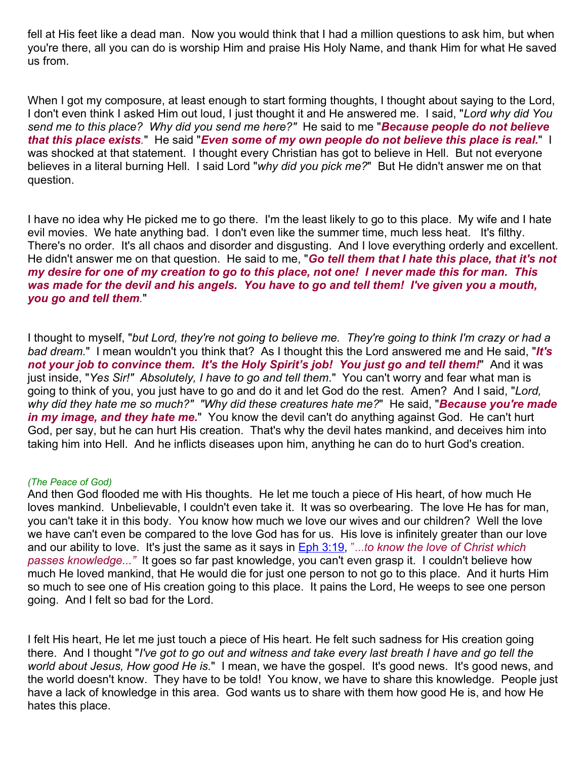fell at His feet like a dead man. Now you would think that I had a million questions to ask him, but when you're there, all you can do is worship Him and praise His Holy Name, and thank Him for what He saved us from.

When I got my composure, at least enough to start forming thoughts, I thought about saying to the Lord, I don't even think I asked Him out loud, I just thought it and He answered me. I said, "*Lord why did You send me to this place? Why did you send me here?*" He said to me "***Because people do not believe that this place exists.***" He said "***Even some of my own people do not believe this place is real.***" I was shocked at that statement. I thought every Christian has got to believe in Hell. But not everyone believes in a literal burning Hell. I said Lord "*why did you pick me?*" But He didn't answer me on that question.

I have no idea why He picked me to go there. I'm the least likely to go to this place. My wife and I hate evil movies. We hate anything bad. I don't even like the summer time, much less heat. It's filthy. There's no order. It's all chaos and disorder and disgusting. And I love everything orderly and excellent. He didn't answer me on that question. He said to me, "***Go tell them that I hate this place, that it's not my desire for one of my creation to go to this place, not one! I never made this for man. This was made for the devil and his angels. You have to go and tell them! I've given you a mouth, you go and tell them.***"

I thought to myself, "*but Lord, they're not going to believe me. They're going to think I'm crazy or had a bad dream.*" I mean wouldn't you think that? As I thought this the Lord answered me and He said, "***It's not your job to convince them. It's the Holy Spirit's job! You just go and tell them!***" And it was just inside, "*Yes Sir!" Absolutely, I have to go and tell them.*" You can't worry and fear what man is going to think of you, you just have to go and do it and let God do the rest. Amen? And I said, "*Lord, why did they hate me so much?" "Why did these creatures hate me?*" He said, "***Because you're made in my image, and they hate me.***" You know the devil can't do anything against God. He can't hurt God, per say, but he can hurt His creation. That's why the devil hates mankind, and deceives him into taking him into Hell. And he inflicts diseases upon him, anything he can do to hurt God's creation.

*(The Peace of God)*

And then God flooded me with His thoughts. He let me touch a piece of His heart, of how much He loves mankind. Unbelievable, I couldn't even take it. It was so overbearing. The love He has for man, you can't take it in this body. You know how much we love our wives and our children? Well the love we have can't even be compared to the love God has for us. His love is infinitely greater than our love and our ability to love. It's just the same as it says in Eph 3:19, *"...to know the love of Christ which passes knowledge..."* It goes so far past knowledge, you can't even grasp it. I couldn't believe how much He loved mankind, that He would die for just one person to not go to this place. And it hurts Him so much to see one of His creation going to this place. It pains the Lord, He weeps to see one person going. And I felt so bad for the Lord.

I felt His heart, He let me just touch a piece of His heart. He felt such sadness for His creation going there. And I thought "*I've got to go out and witness and take every last breath I have and go tell the world about Jesus, How good He is.*" I mean, we have the gospel. It's good news. It's good news, and the world doesn't know. They have to be told! You know, we have to share this knowledge. People just have a lack of knowledge in this area. God wants us to share with them how good He is, and how He hates this place.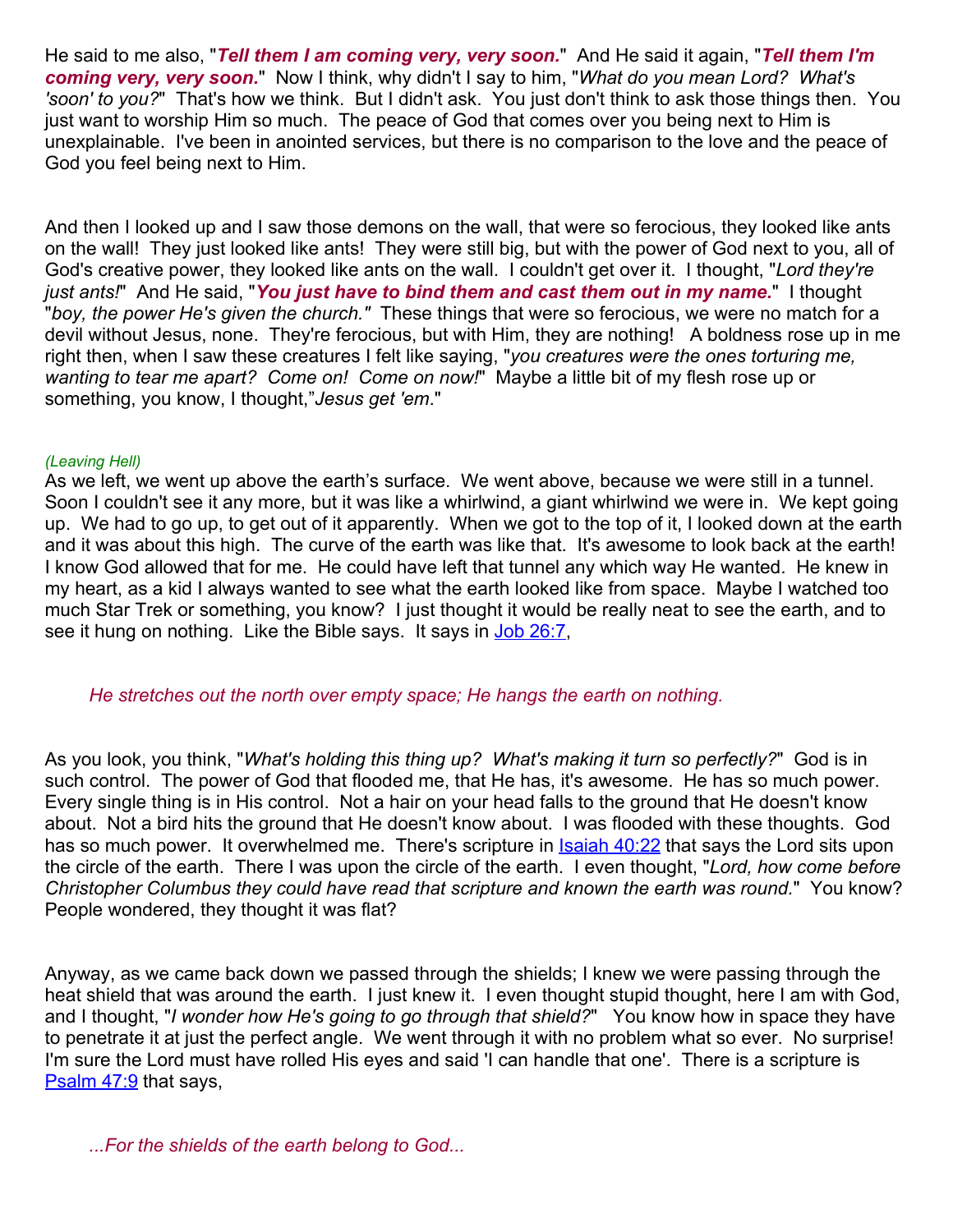He said to me also, "***Tell them I am coming very, very soon.***" And He said it again, "***Tell them I'm coming very, very soon.***" Now I think, why didn't I say to him, "*What do you mean Lord? What's 'soon' to you?*" That's how we think. But I didn't ask. You just don't think to ask those things then. You just want to worship Him so much. The peace of God that comes over you being next to Him is unexplainable. I've been in anointed services, but there is no comparison to the love and the peace of God you feel being next to Him.

And then I looked up and I saw those demons on the wall, that were so ferocious, they looked like ants on the wall! They just looked like ants! They were still big, but with the power of God next to you, all of God's creative power, they looked like ants on the wall. I couldn't get over it. I thought, "*Lord they're just ants!*" And He said, "***You just have to bind them and cast them out in my name.***" I thought "*boy, the power He's given the church."* These things that were so ferocious, we were no match for a devil without Jesus, none. They're ferocious, but with Him, they are nothing! A boldness rose up in me right then, when I saw these creatures I felt like saying, "*you creatures were the ones torturing me, wanting to tear me apart? Come on! Come on now!*" Maybe a little bit of my flesh rose up or something, you know, I thought,"*Jesus get 'em*."

*(Leaving Hell)*
As we left, we went up above the earth's surface. We went above, because we were still in a tunnel. Soon I couldn't see it any more, but it was like a whirlwind, a giant whirlwind we were in. We kept going up. We had to go up, to get out of it apparently. When we got to the top of it, I looked down at the earth and it was about this high. The curve of the earth was like that. It's awesome to look back at the earth! I know God allowed that for me. He could have left that tunnel any which way He wanted. He knew in my heart, as a kid I always wanted to see what the earth looked like from space. Maybe I watched too much Star Trek or something, you know? I just thought it would be really neat to see the earth, and to see it hung on nothing. Like the Bible says. It says in Job 26:7,

> *He stretches out the north over empty space; He hangs the earth on nothing.*

As you look, you think, "*What's holding this thing up? What's making it turn so perfectly?*" God is in such control. The power of God that flooded me, that He has, it's awesome. He has so much power. Every single thing is in His control. Not a hair on your head falls to the ground that He doesn't know about. Not a bird hits the ground that He doesn't know about. I was flooded with these thoughts. God has so much power. It overwhelmed me. There's scripture in Isaiah 40:22 that says the Lord sits upon the circle of the earth. There I was upon the circle of the earth. I even thought, "*Lord, how come before Christopher Columbus they could have read that scripture and known the earth was round.*" You know? People wondered, they thought it was flat?

Anyway, as we came back down we passed through the shields; I knew we were passing through the heat shield that was around the earth. I just knew it. I even thought stupid thought, here I am with God, and I thought, "*I wonder how He's going to go through that shield?*" You know how in space they have to penetrate it at just the perfect angle. We went through it with no problem what so ever. No surprise! I'm sure the Lord must have rolled His eyes and said 'I can handle that one'. There is a scripture is Psalm 47:9 that says,

> *...For the shields of the earth belong to God...*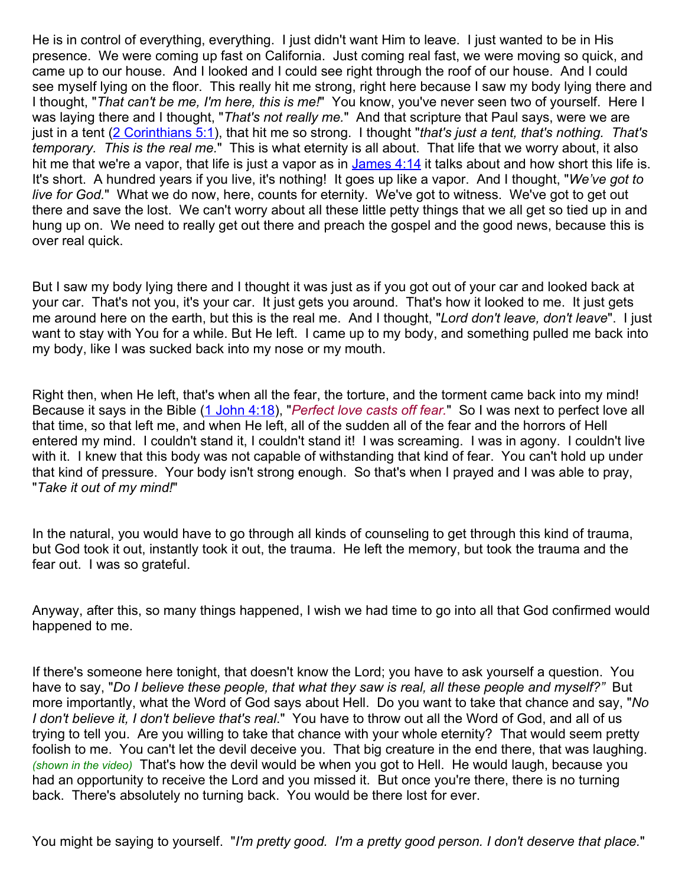He is in control of everything, everything. I just didn't want Him to leave. I just wanted to be in His presence. We were coming up fast on California. Just coming real fast, we were moving so quick, and came up to our house. And I looked and I could see right through the roof of our house. And I could see myself lying on the floor. This really hit me strong, right here because I saw my body lying there and I thought, "*That can't be me, I'm here, this is me!*" You know, you've never seen two of yourself. Here I was laying there and I thought, "*That's not really me.*" And that scripture that Paul says, were we are just in a tent ([2 Corinthians 5:1]), that hit me so strong. I thought "*that's just a tent, that's nothing. That's temporary. This is the real me.*" This is what eternity is all about. That life that we worry about, it also hit me that we're a vapor, that life is just a vapor as in [James 4:14] it talks about and how short this life is. It's short. A hundred years if you live, it's nothing! It goes up like a vapor. And I thought, "*We've got to live for God.*" What we do now, here, counts for eternity. We've got to witness. We've got to get out there and save the lost. We can't worry about all these little petty things that we all get so tied up in and hung up on. We need to really get out there and preach the gospel and the good news, because this is over real quick.

But I saw my body lying there and I thought it was just as if you got out of your car and looked back at your car. That's not you, it's your car. It just gets you around. That's how it looked to me. It just gets me around here on the earth, but this is the real me. And I thought, "*Lord don't leave, don't leave*". I just want to stay with You for a while. But He left. I came up to my body, and something pulled me back into my body, like I was sucked back into my nose or my mouth.

Right then, when He left, that's when all the fear, the torture, and the torment came back into my mind! Because it says in the Bible ([1 John 4:18]), "*Perfect love casts off fear.*" So I was next to perfect love all that time, so that left me, and when He left, all of the sudden all of the fear and the horrors of Hell entered my mind. I couldn't stand it, I couldn't stand it! I was screaming. I was in agony. I couldn't live with it. I knew that this body was not capable of withstanding that kind of fear. You can't hold up under that kind of pressure. Your body isn't strong enough. So that's when I prayed and I was able to pray, "*Take it out of my mind!*"

In the natural, you would have to go through all kinds of counseling to get through this kind of trauma, but God took it out, instantly took it out, the trauma. He left the memory, but took the trauma and the fear out. I was so grateful.

Anyway, after this, so many things happened, I wish we had time to go into all that God confirmed would happened to me.

If there's someone here tonight, that doesn't know the Lord; you have to ask yourself a question. You have to say, "*Do I believe these people, that what they saw is real, all these people and myself?*" But more importantly, what the Word of God says about Hell. Do you want to take that chance and say, "*No I don't believe it, I don't believe that's real*." You have to throw out all the Word of God, and all of us trying to tell you. Are you willing to take that chance with your whole eternity? That would seem pretty foolish to me. You can't let the devil deceive you. That big creature in the end there, that was laughing. *(shown in the video)* That's how the devil would be when you got to Hell. He would laugh, because you had an opportunity to receive the Lord and you missed it. But once you're there, there is no turning back. There's absolutely no turning back. You would be there lost for ever.

You might be saying to yourself. "*I'm pretty good. I'm a pretty good person. I don't deserve that place.*"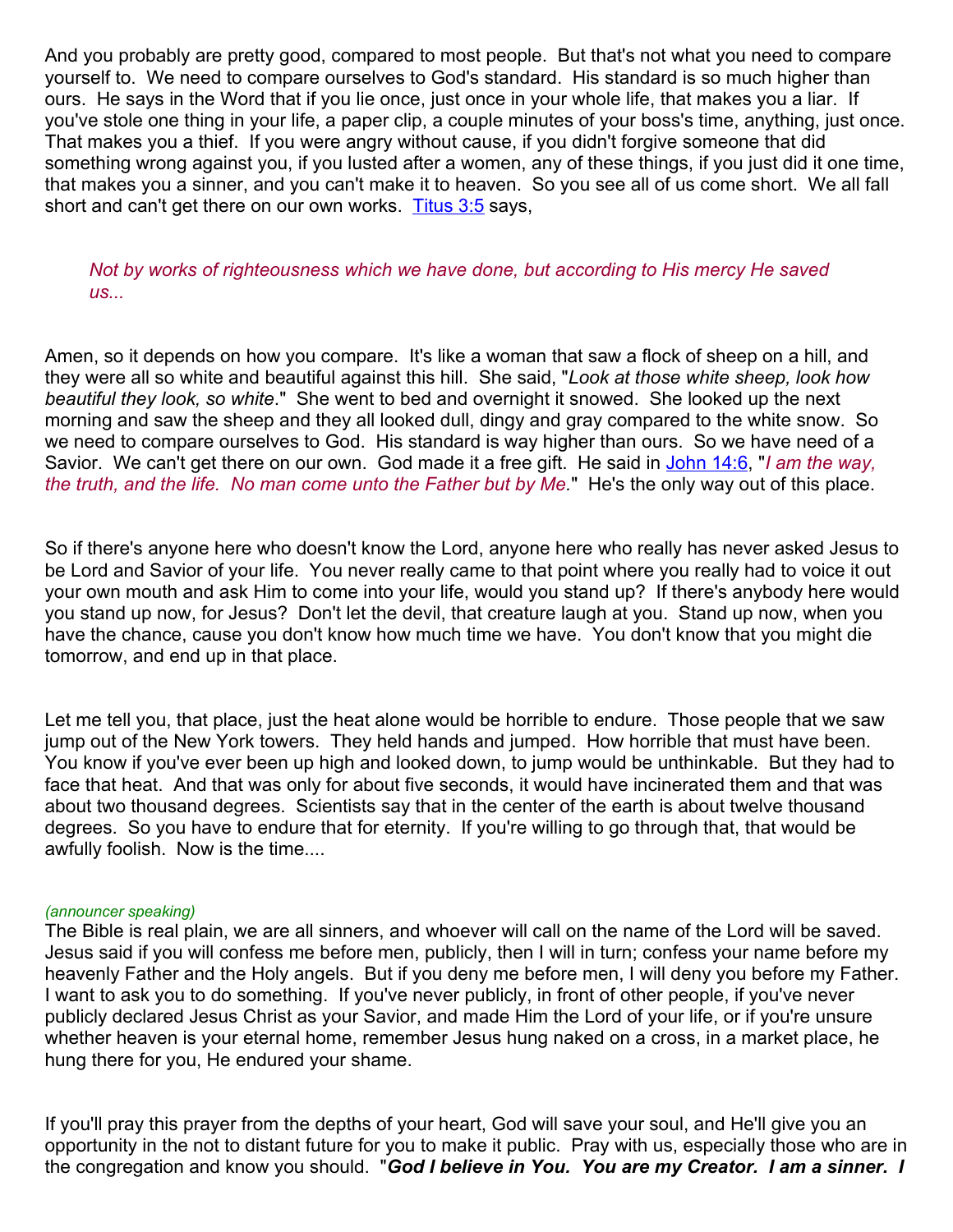And you probably are pretty good, compared to most people. But that's not what you need to compare yourself to. We need to compare ourselves to God's standard. His standard is so much higher than ours. He says in the Word that if you lie once, just once in your whole life, that makes you a liar. If you've stole one thing in your life, a paper clip, a couple minutes of your boss's time, anything, just once. That makes you a thief. If you were angry without cause, if you didn't forgive someone that did something wrong against you, if you lusted after a women, any of these things, if you just did it one time, that makes you a sinner, and you can't make it to heaven. So you see all of us come short. We all fall short and can't get there on our own works. Titus 3:5 says,

> *Not by works of righteousness which we have done, but according to His mercy He saved us...*

Amen, so it depends on how you compare. It's like a woman that saw a flock of sheep on a hill, and they were all so white and beautiful against this hill. She said, "*Look at those white sheep, look how beautiful they look, so white*." She went to bed and overnight it snowed. She looked up the next morning and saw the sheep and they all looked dull, dingy and gray compared to the white snow. So we need to compare ourselves to God. His standard is way higher than ours. So we have need of a Savior. We can't get there on our own. God made it a free gift. He said in John 14:6, "*I am the way, the truth, and the life. No man come unto the Father but by Me*." He's the only way out of this place.

So if there's anyone here who doesn't know the Lord, anyone here who really has never asked Jesus to be Lord and Savior of your life. You never really came to that point where you really had to voice it out your own mouth and ask Him to come into your life, would you stand up? If there's anybody here would you stand up now, for Jesus? Don't let the devil, that creature laugh at you. Stand up now, when you have the chance, cause you don't know how much time we have. You don't know that you might die tomorrow, and end up in that place.

Let me tell you, that place, just the heat alone would be horrible to endure. Those people that we saw jump out of the New York towers. They held hands and jumped. How horrible that must have been. You know if you've ever been up high and looked down, to jump would be unthinkable. But they had to face that heat. And that was only for about five seconds, it would have incinerated them and that was about two thousand degrees. Scientists say that in the center of the earth is about twelve thousand degrees. So you have to endure that for eternity. If you're willing to go through that, that would be awfully foolish. Now is the time....

*(announcer speaking)*
The Bible is real plain, we are all sinners, and whoever will call on the name of the Lord will be saved. Jesus said if you will confess me before men, publicly, then I will in turn; confess your name before my heavenly Father and the Holy angels. But if you deny me before men, I will deny you before my Father. I want to ask you to do something. If you've never publicly, in front of other people, if you've never publicly declared Jesus Christ as your Savior, and made Him the Lord of your life, or if you're unsure whether heaven is your eternal home, remember Jesus hung naked on a cross, in a market place, he hung there for you, He endured your shame.

If you'll pray this prayer from the depths of your heart, God will save your soul, and He'll give you an opportunity in the not to distant future for you to make it public. Pray with us, especially those who are in the congregation and know you should. "***God I believe in You. You are my Creator. I am a sinner. I***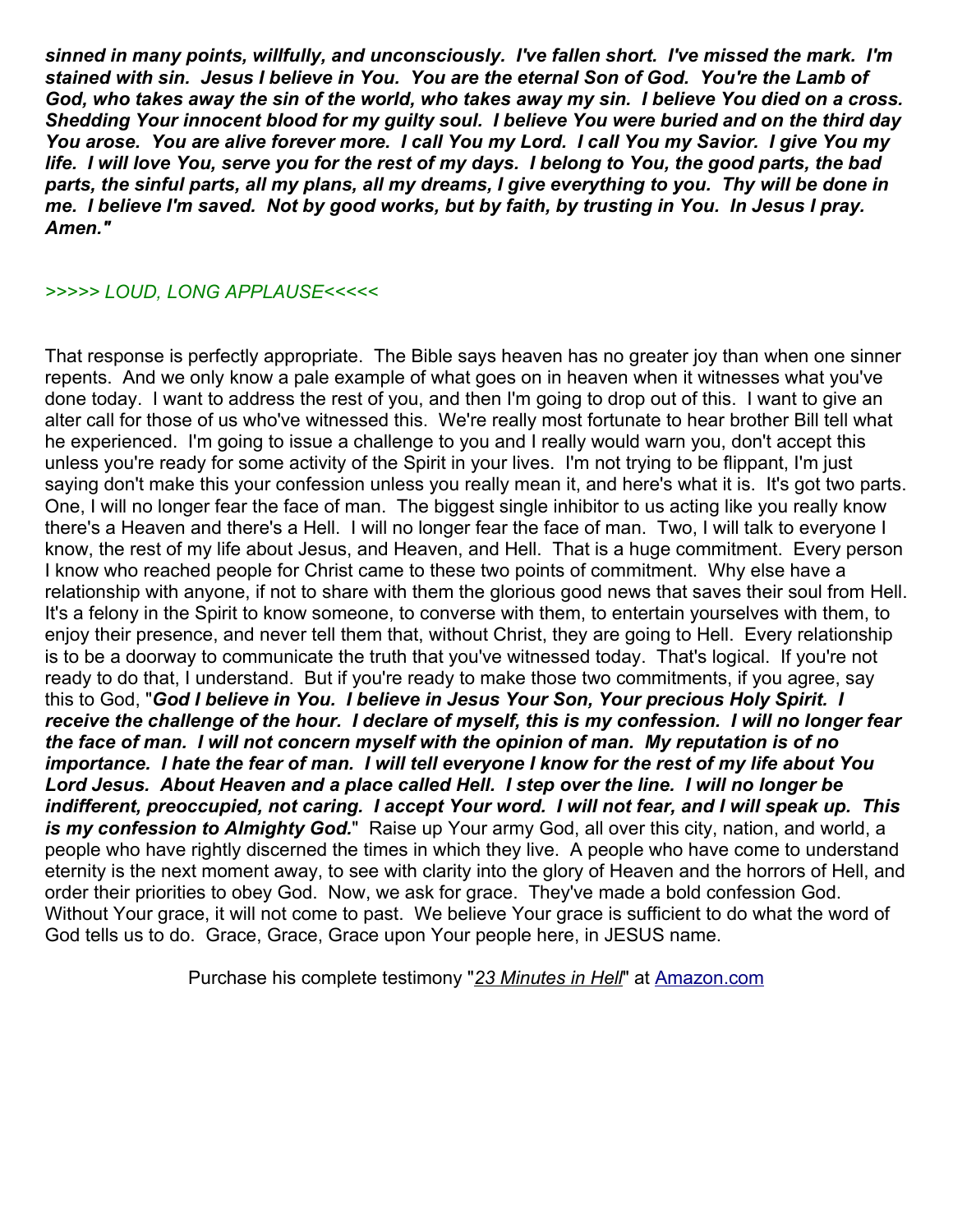***sinned in many points, willfully, and unconsciously. I've fallen short. I've missed the mark. I'm stained with sin. Jesus I believe in You. You are the eternal Son of God. You're the Lamb of God, who takes away the sin of the world, who takes away my sin. I believe You died on a cross. Shedding Your innocent blood for my guilty soul. I believe You were buried and on the third day You arose. You are alive forever more. I call You my Lord. I call You my Savior. I give You my life. I will love You, serve you for the rest of my days. I belong to You, the good parts, the bad parts, the sinful parts, all my plans, all my dreams, I give everything to you. Thy will be done in me. I believe I'm saved. Not by good works, but by faith, by trusting in You. In Jesus I pray. Amen."***

*>>>>> LOUD, LONG APPLAUSE<<<<<*

That response is perfectly appropriate. The Bible says heaven has no greater joy than when one sinner repents. And we only know a pale example of what goes on in heaven when it witnesses what you've done today. I want to address the rest of you, and then I'm going to drop out of this. I want to give an alter call for those of us who've witnessed this. We're really most fortunate to hear brother Bill tell what he experienced. I'm going to issue a challenge to you and I really would warn you, don't accept this unless you're ready for some activity of the Spirit in your lives. I'm not trying to be flippant, I'm just saying don't make this your confession unless you really mean it, and here's what it is. It's got two parts. One, I will no longer fear the face of man. The biggest single inhibitor to us acting like you really know there's a Heaven and there's a Hell. I will no longer fear the face of man. Two, I will talk to everyone I know, the rest of my life about Jesus, and Heaven, and Hell. That is a huge commitment. Every person I know who reached people for Christ came to these two points of commitment. Why else have a relationship with anyone, if not to share with them the glorious good news that saves their soul from Hell. It's a felony in the Spirit to know someone, to converse with them, to entertain yourselves with them, to enjoy their presence, and never tell them that, without Christ, they are going to Hell. Every relationship is to be a doorway to communicate the truth that you've witnessed today. That's logical. If you're not ready to do that, I understand. But if you're ready to make those two commitments, if you agree, say this to God, "***God I believe in You. I believe in Jesus Your Son, Your precious Holy Spirit. I receive the challenge of the hour. I declare of myself, this is my confession. I will no longer fear the face of man. I will not concern myself with the opinion of man. My reputation is of no importance. I hate the fear of man. I will tell everyone I know for the rest of my life about You Lord Jesus. About Heaven and a place called Hell. I step over the line. I will no longer be indifferent, preoccupied, not caring. I accept Your word. I will not fear, and I will speak up. This is my confession to Almighty God.***" Raise up Your army God, all over this city, nation, and world, a people who have rightly discerned the times in which they live. A people who have come to understand eternity is the next moment away, to see with clarity into the glory of Heaven and the horrors of Hell, and order their priorities to obey God. Now, we ask for grace. They've made a bold confession God. Without Your grace, it will not come to pass. We believe Your grace is sufficient to do what the word of God tells us to do. Grace, Grace, Grace upon Your people here, in JESUS name.

Purchase his complete testimony "*23 Minutes in Hell*" at Amazon.com